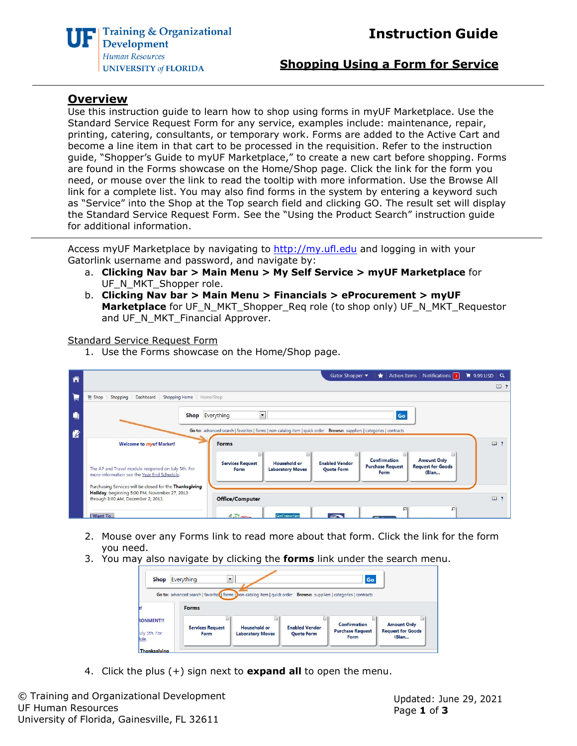# Instruction Guide

## Shopping Using a Form for Service

## Overview

Use this instruction guide to learn how to shop using forms in myUF Marketplace. Use the Standard Service Request Form for any service, examples include: maintenance, repair, printing, catering, consultants, or temporary work. Forms are added to the Active Cart and become a line item in that cart to be processed in the requisition. Refer to the instruction guide, "Shopper's Guide to myUF Marketplace," to create a new cart before shopping. Forms are found in the Forms showcase on the Home/Shop page. Click the link for the form you need, or mouse over the link to read the tooltip with more information. Use the Browse All link for a complete list. You may also find forms in the system by entering a keyword such as "Service" into the Shop at the Top search field and clicking GO. The result set will display the Standard Service Request Form. See the "Using the Product Search" instruction guide for additional information.

---

Access myUF Marketplace by navigating to http://my.ufl.edu and logging in with your Gatorlink username and password, and navigate by:

a. **Clicking Nav bar > Main Menu > My Self Service > myUF Marketplace** for UF_N_MKT_Shopper role.
b. **Clicking Nav bar > Main Menu > Financials > eProcurement > myUF Marketplace** for UF_N_MKT_Shopper_Req role (to shop only) UF_N_MKT_Requestor and UF_N_MKT_Financial Approver.

Standard Service Request Form

1. Use the Forms showcase on the Home/Shop page.
2. Mouse over any Forms link to read more about that form. Click the link for the form you need.
3. You may also navigate by clicking the **forms** link under the search menu.
4. Click the plus (+) sign next to **expand all** to open the menu.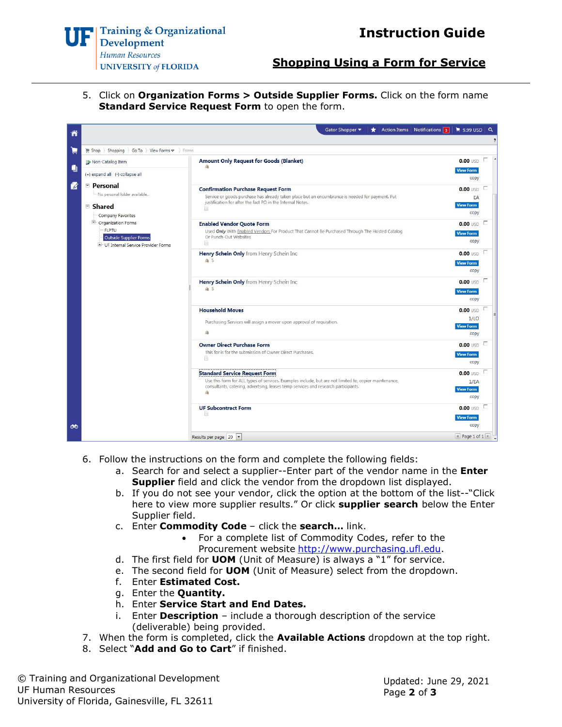5. Click on **Organization Forms > Outside Supplier Forms.** Click on the form name **Standard Service Request Form** to open the form.

6. Follow the instructions on the form and complete the following fields:
   a. Search for and select a supplier--Enter part of the vendor name in the **Enter Supplier** field and click the vendor from the dropdown list displayed.
   b. If you do not see your vendor, click the option at the bottom of the list--"Click here to view more supplier results." Or click **supplier search** below the Enter Supplier field.
   c. Enter **Commodity Code** – click the **search...** link.
      - For a complete list of Commodity Codes, refer to the Procurement website http://www.purchasing.ufl.edu.
   d. The first field for **UOM** (Unit of Measure) is always a "1" for service.
   e. The second field for **UOM** (Unit of Measure) select from the dropdown.
   f. Enter **Estimated Cost.**
   g. Enter the **Quantity.**
   h. Enter **Service Start and End Dates.**
   i. Enter **Description** – include a thorough description of the service (deliverable) being provided.
7. When the form is completed, click the **Available Actions** dropdown at the top right.
8. Select "**Add and Go to Cart**" if finished.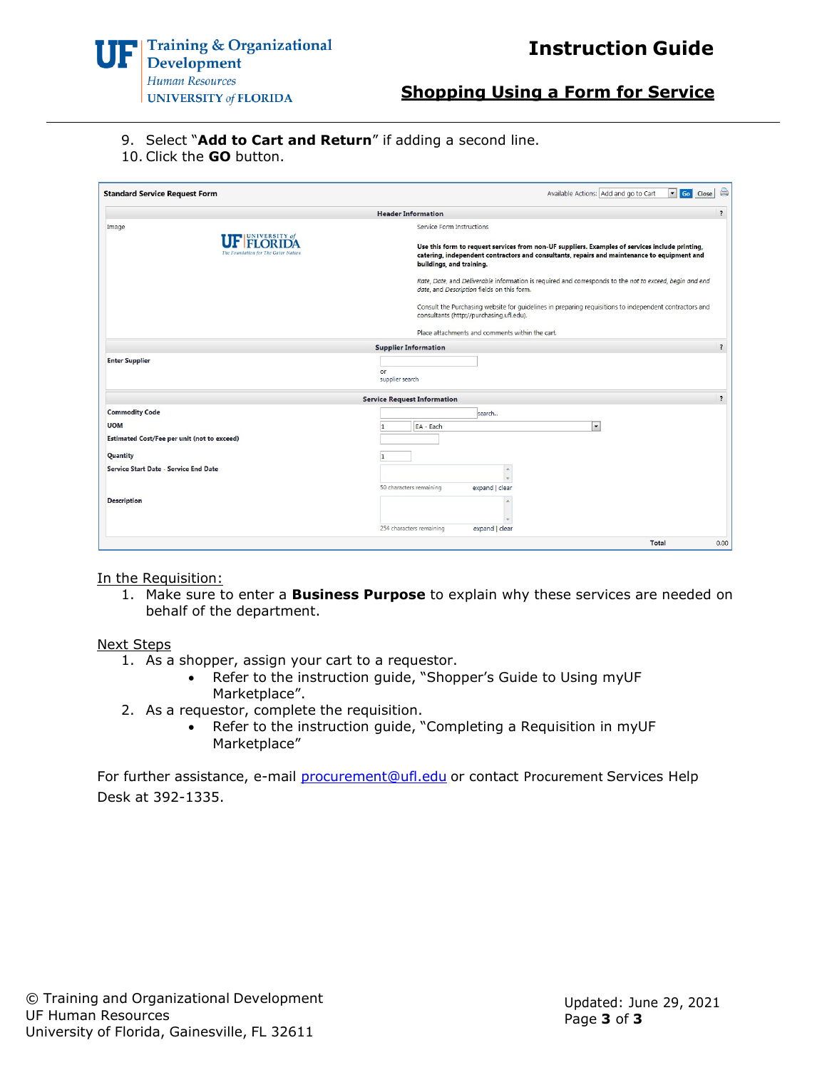9. Select "**Add to Cart and Return**" if adding a second line.
10. Click the **GO** button.

Standard Service Request Form

Available Actions: Add and go to Cart Go Close

Header Information

Image

Service Form Instructions

**Use this form to request services from non-UF suppliers. Examples of services include printing, catering, independent contractors and consultants, repairs and maintenance to equipment and buildings, and training.**

*Rate, Date,* and *Deliverable* information is required and corresponds to the *not to exceed, begin and end date,* and *Description* fields on this form.

Consult the Purchasing website for guidelines in preparing requisitions to independent contractors and consultants (http://purchasing.ufl.edu).

Place attachments and comments within the cart.

Supplier Information

**Enter Supplier**

or
supplier search

Service Request Information

**Commodity Code** search...
**UOM** 1 EA - Each
**Estimated Cost/Fee per unit (not to exceed)**
**Quantity** 1
**Service Start Date - Service End Date**
50 characters remaining expand | clear
**Description**
254 characters remaining expand | clear

Total 0.00

In the Requisition:

1. Make sure to enter a **Business Purpose** to explain why these services are needed on behalf of the department.

Next Steps

1. As a shopper, assign your cart to a requestor.
   - Refer to the instruction guide, "Shopper's Guide to Using myUF Marketplace".
2. As a requestor, complete the requisition.
   - Refer to the instruction guide, "Completing a Requisition in myUF Marketplace"

For further assistance, e-mail procurement@ufl.edu or contact Procurement Services Help Desk at 392-1335.